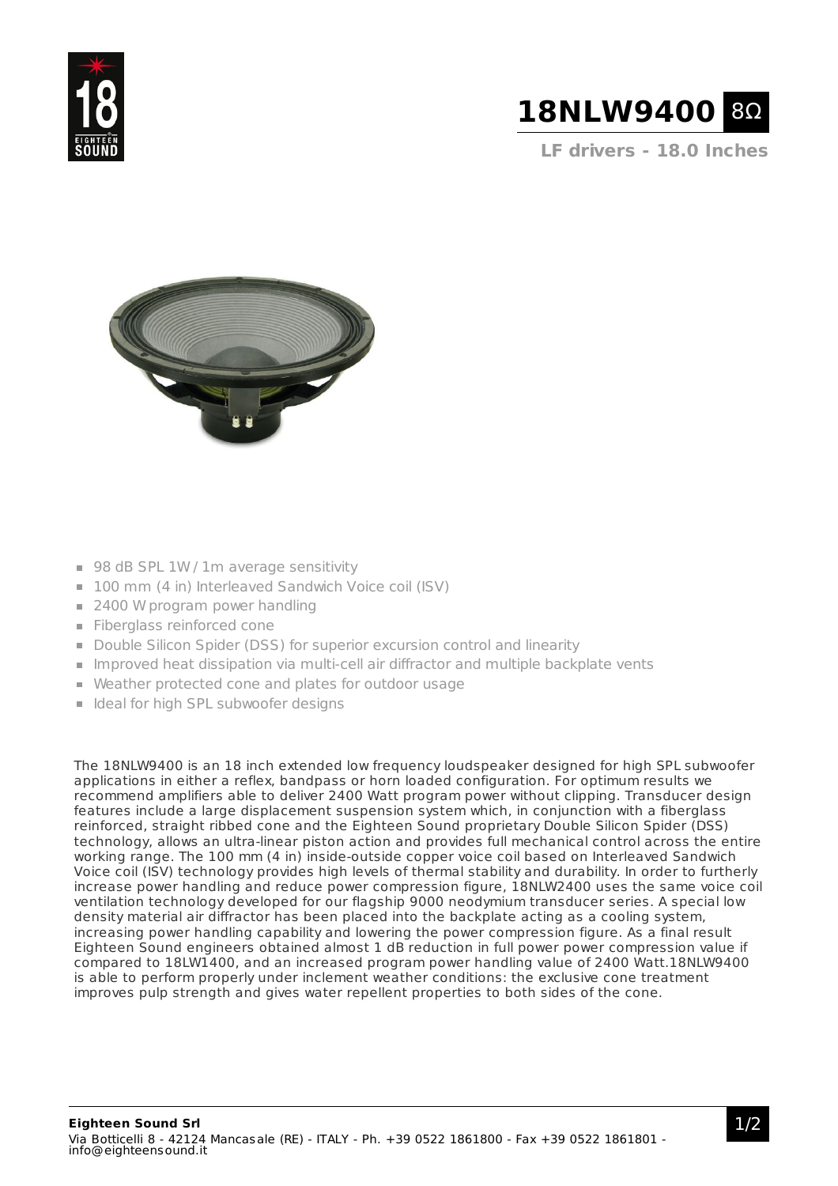# 18NLW9400 8Ω

## LF drivers - 18.0 Inches

- 98 dB SPL 1W / 1m average sensitivity
- 100 mm (4 in) Interleaved Sandwich Voice coil (ISV)
- 2400 W program power handling
- Fiberglass reinforced cone
- Double Silicon Spider (DSS) for superior excursion control and linearity
- Improved heat dissipation via multi-cell air diffractor and multiple backplate vents
- Weather protected cone and plates for outdoor usage
- Ideal for high SPL subwoofer designs

The 18NLW9400 is an 18 inch extended low frequency loudspeaker designed for high SPL subwoofer applications in either a reflex, bandpass or horn loaded configuration. For optimum results we recommend amplifiers able to deliver 2400 Watt program power without clipping. Transducer design features include a large displacement suspension system which, in conjunction with a fiberglass reinforced, straight ribbed cone and the Eighteen Sound proprietary Double Silicon Spider (DSS) technology, allows an ultra-linear piston action and provides full mechanical control across the entire working range. The 100 mm (4 in) inside-outside copper voice coil based on Interleaved Sandwich Voice coil (ISV) technology provides high levels of thermal stability and durability. In order to furtherly increase power handling and reduce power compression figure, 18NLW2400 uses the same voice coil ventilation technology developed for our flagship 9000 neodymium transducer series. A special low density material air diffractor has been placed into the backplate acting as a cooling system, increasing power handling capability and lowering the power compression figure. As a final result Eighteen Sound engineers obtained almost 1 dB reduction in full power power compression value if compared to 18LW1400, and an increased program power handling value of 2400 Watt.18NLW9400 is able to perform properly under inclement weather conditions: the exclusive cone treatment improves pulp strength and gives water repellent properties to both sides of the cone.

**Eighteen Sound Srl**
Via Botticelli 8 - 42124 Mancasale (RE) - ITALY - Ph. +39 0522 1861800 - Fax +39 0522 1861801 - info@eighteensound.it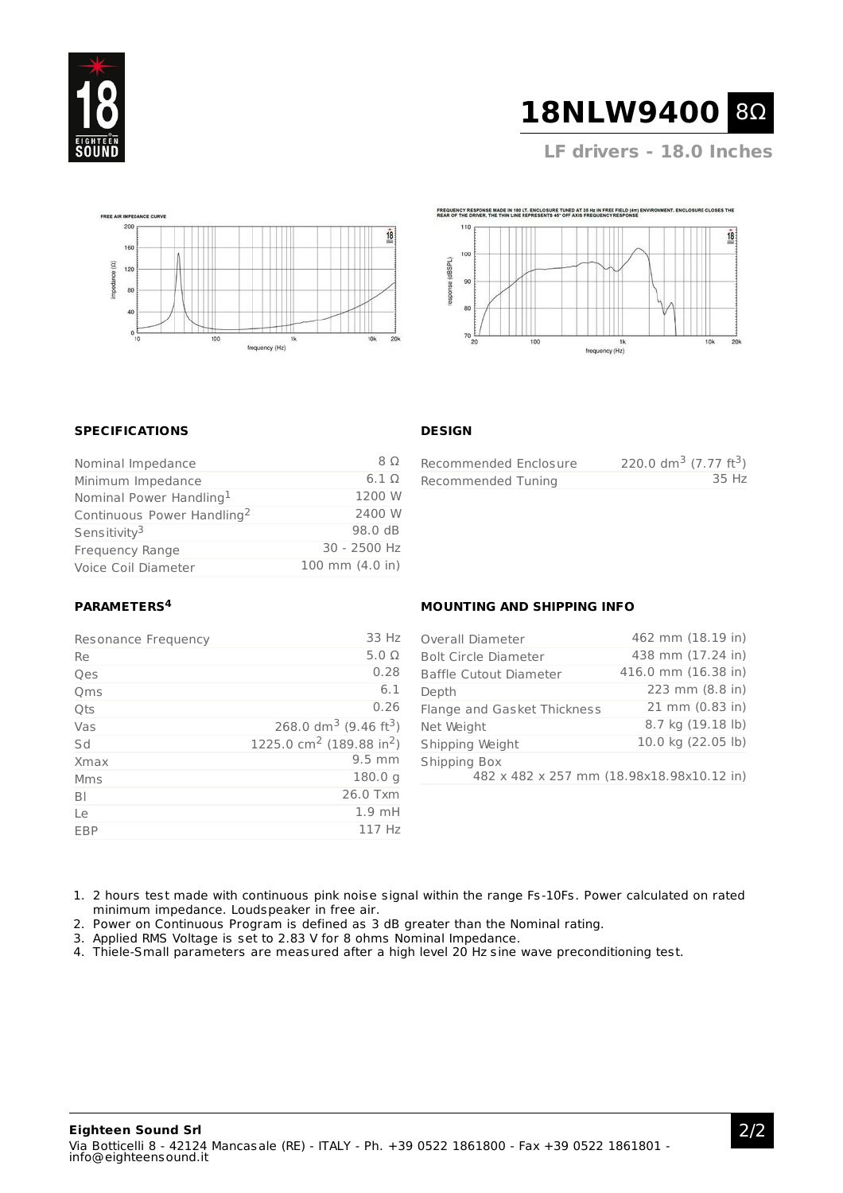# 18NLW9400 8Ω

## LF drivers - 18.0 Inches

FREE AIR IMPEDANCE CURVE

Impedance (Ω)

200
160
120
80
40
0

10
100
1k
10k
20k

frequency (Hz)

FREQUENCY RESPONSE MADE IN 180 LT. ENCLOSURE TUNED AT 35 Hz IN FREE FIELD (4π) ENVIRONMENT. ENCLOSURE CLOSES THE REAR OF THE DRIVER. THE THIN LINE REPRESENTS 45° OFF AXIS FREQUENCY RESPONSE

response (dBSPL)

110
100
90
80
70

20
100
1k
10k
20k

frequency (Hz)

### SPECIFICATIONS

| | |
|---|---|
| Nominal Impedance | 8 Ω |
| Minimum Impedance | 6.1 Ω |
| Nominal Power Handling[1] | 1200 W |
| Continuous Power Handling[2] | 2400 W |
| Sensitivity[3] | 98.0 dB |
| Frequency Range | 30 - 2500 Hz |
| Voice Coil Diameter | 100 mm (4.0 in) |

### DESIGN

| | |
|---|---|
| Recommended Enclosure | 220.0 $dm^3$ (7.77 $ft^3$) |
| Recommended Tuning | 35 Hz |

### PARAMETERS[4]

| | |
|---|---|
| Resonance Frequency | 33 Hz |
| Re | 5.0 Ω |
| Qes | 0.28 |
| Qms | 6.1 |
| Qts | 0.26 |
| Vas | 268.0 $dm^3$ (9.46 $ft^3$) |
| Sd | 1225.0 $cm^2$ (189.88 $in^2$) |
| Xmax | 9.5 mm |
| Mms | 180.0 g |
| Bl | 26.0 Txm |
| Le | 1.9 mH |
| EBP | 117 Hz |

### MOUNTING AND SHIPPING INFO

| | |
|---|---|
| Overall Diameter | 462 mm (18.19 in) |
| Bolt Circle Diameter | 438 mm (17.24 in) |
| Baffle Cutout Diameter | 416.0 mm (16.38 in) |
| Depth | 223 mm (8.8 in) |
| Flange and Gasket Thickness | 21 mm (0.83 in) |
| Net Weight | 8.7 kg (19.18 lb) |
| Shipping Weight | 10.0 kg (22.05 lb) |
| Shipping Box | 482 x 482 x 257 mm (18.98x18.98x10.12 in) |

1. 2 hours test made with continuous pink noise signal within the range Fs-10Fs. Power calculated on rated minimum impedance. Loudspeaker in free air.
2. Power on Continuous Program is defined as 3 dB greater than the Nominal rating.
3. Applied RMS Voltage is set to 2.83 V for 8 ohms Nominal Impedance.
4. Thiele-Small parameters are measured after a high level 20 Hz sine wave preconditioning test.

**Eighteen Sound Srl**
Via Botticelli 8 - 42124 Mancasale (RE) - ITALY - Ph. +39 0522 1861800 - Fax +39 0522 1861801 - info@eighteensound.it